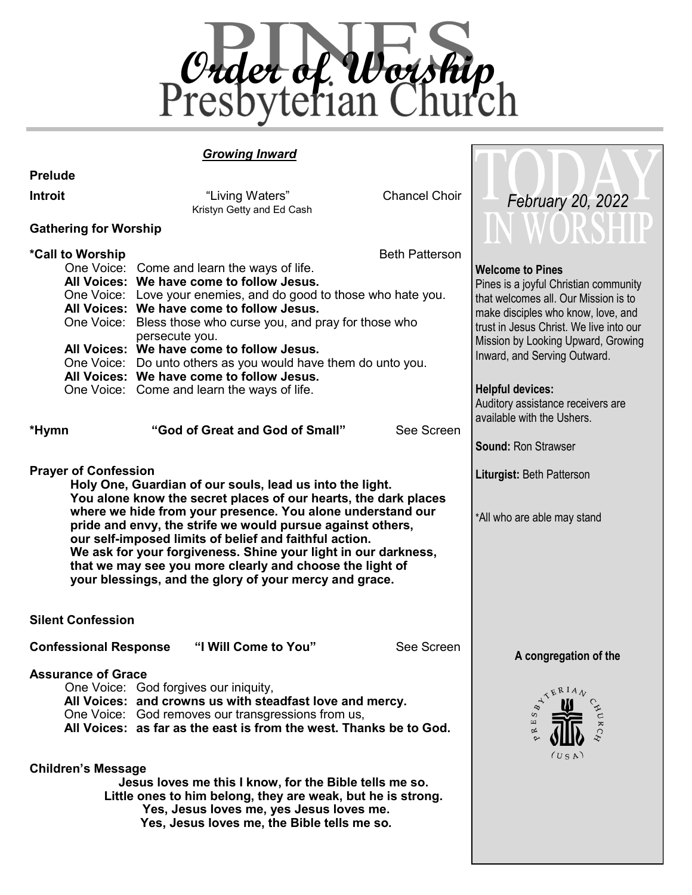# Order of Worship

## Pines Presbyterian Church

***Growing Inward***

**Prelude**

**Introit** "Living Waters" Chancel Choir
Kristyn Getty and Ed Cash

**Gathering for Worship**

**\*Call to Worship** Beth Patterson

One Voice: Come and learn the ways of life.
**All Voices: We have come to follow Jesus.**
One Voice: Love your enemies, and do good to those who hate you.
**All Voices: We have come to follow Jesus.**
One Voice: Bless those who curse you, and pray for those who persecute you.
**All Voices: We have come to follow Jesus.**
One Voice: Do unto others as you would have them do unto you.
**All Voices: We have come to follow Jesus.**
One Voice: Come and learn the ways of life.

**\*Hymn** **"God of Great and God of Small"** See Screen

**Prayer of Confession**

**Holy One, Guardian of our souls, lead us into the light. You alone know the secret places of our hearts, the dark places where we hide from your presence. You alone understand our pride and envy, the strife we would pursue against others, our self-imposed limits of belief and faithful action. We ask for your forgiveness. Shine your light in our darkness, that we may see you more clearly and choose the light of your blessings, and the glory of your mercy and grace.**

**Silent Confession**

**Confessional Response** **"I Will Come to You"** See Screen

**Assurance of Grace**

One Voice: God forgives our iniquity,
**All Voices: and crowns us with steadfast love and mercy.**
One Voice: God removes our transgressions from us,
**All Voices: as far as the east is from the west. Thanks be to God.**

**Children's Message**

**Jesus loves me this I know, for the Bible tells me so.**
**Little ones to him belong, they are weak, but he is strong.**
**Yes, Jesus loves me, yes Jesus loves me.**
**Yes, Jesus loves me, the Bible tells me so.**

---

## TODAY IN WORSHIP

*February 20, 2022*

**Welcome to Pines**
Pines is a joyful Christian community that welcomes all. Our Mission is to make disciples who know, love, and trust in Jesus Christ. We live into our Mission by Looking Upward, Growing Inward, and Serving Outward.

**Helpful devices:**
Auditory assistance receivers are available with the Ushers.

**Sound:** Ron Strawser

**Liturgist:** Beth Patterson

\*All who are able may stand

**A congregation of the**

PRESBYTERIAN CHURCH (USA)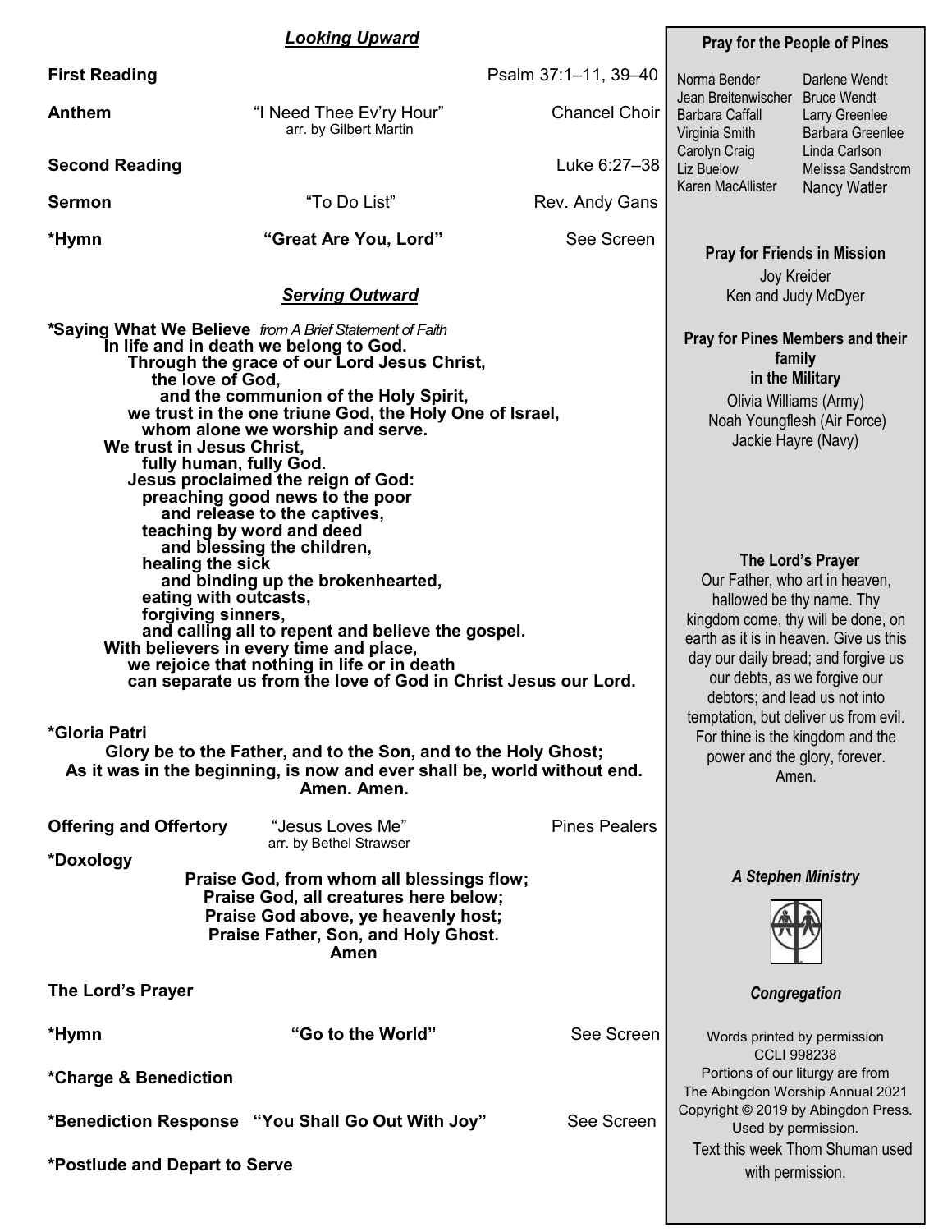## *Looking Upward*

**First Reading** Psalm 37:1–11, 39–40

**Anthem** "I Need Thee Ev'ry Hour" Chancel Choir
arr. by Gilbert Martin

**Second Reading** Luke 6:27–38

**Sermon** "To Do List" Rev. Andy Gans

***Hymn** **"Great Are You, Lord"** See Screen

## *Serving Outward*

***Saying What We Believe** *from A Brief Statement of Faith*

**In life and in death we belong to God.**
**Through the grace of our Lord Jesus Christ,**
**the love of God,**
**and the communion of the Holy Spirit,**
**we trust in the one triune God, the Holy One of Israel,**
**whom alone we worship and serve.**
**We trust in Jesus Christ,**
**fully human, fully God.**
**Jesus proclaimed the reign of God:**
**preaching good news to the poor**
**and release to the captives,**
**teaching by word and deed**
**and blessing the children,**
**healing the sick**
**and binding up the brokenhearted,**
**eating with outcasts,**
**forgiving sinners,**
**and calling all to repent and believe the gospel.**
**With believers in every time and place,**
**we rejoice that nothing in life or in death**
**can separate us from the love of God in Christ Jesus our Lord.**

***Gloria Patri**

**Glory be to the Father, and to the Son, and to the Holy Ghost;**
**As it was in the beginning, is now and ever shall be, world without end.**
**Amen. Amen.**

**Offering and Offertory** "Jesus Loves Me" Pines Pealers
arr. by Bethel Strawser

***Doxology**

**Praise God, from whom all blessings flow;**
**Praise God, all creatures here below;**
**Praise God above, ye heavenly host;**
**Praise Father, Son, and Holy Ghost.**
**Amen**

**The Lord's Prayer**

***Hymn** **"Go to the World"** See Screen

***Charge & Benediction**

***Benediction Response** **"You Shall Go Out With Joy"** See Screen

***Postlude and Depart to Serve**

---

**Pray for the People of Pines**

Norma Bender
Jean Breitenwischer
Barbara Caffall
Virginia Smith
Carolyn Craig
Liz Buelow
Karen MacAllister
Darlene Wendt
Bruce Wendt
Larry Greenlee
Barbara Greenlee
Linda Carlson
Melissa Sandstrom
Nancy Watler

**Pray for Friends in Mission**

Joy Kreider
Ken and Judy McDyer

**Pray for Pines Members and their family in the Military**

Olivia Williams (Army)
Noah Youngflesh (Air Force)
Jackie Hayre (Navy)

**The Lord's Prayer**

Our Father, who art in heaven, hallowed be thy name. Thy kingdom come, thy will be done, on earth as it is in heaven. Give us this day our daily bread; and forgive us our debts, as we forgive our debtors; and lead us not into temptation, but deliver us from evil. For thine is the kingdom and the power and the glory, forever. Amen.

***A Stephen Ministry***

***Congregation***

Words printed by permission
CCLI 998238
Portions of our liturgy are from
The Abingdon Worship Annual 2021
Copyright © 2019 by Abingdon Press.
Used by permission.
Text this week Thom Shuman used with permission.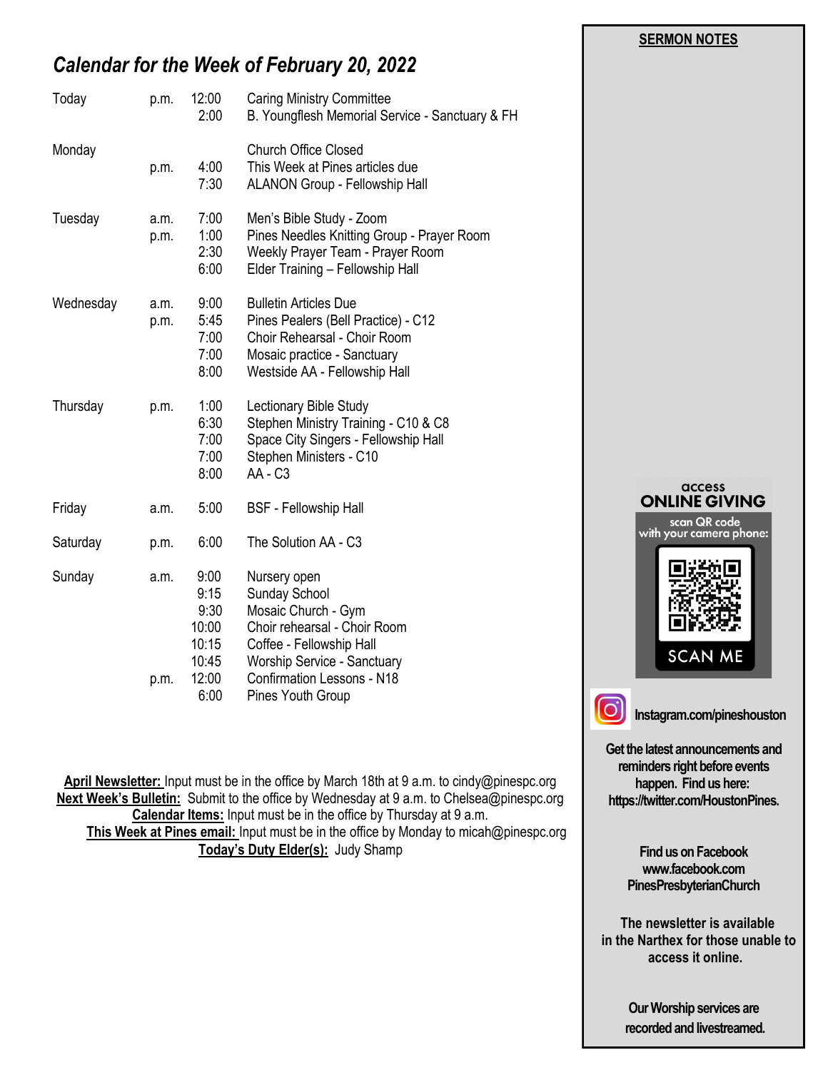## *Calendar for the Week of February 20, 2022*

| Day | | Time | Event |
|---|---|---|---|
| Today | p.m. | 12:00 | Caring Ministry Committee |
| | | 2:00 | B. Youngflesh Memorial Service - Sanctuary & FH |
| Monday | | | Church Office Closed |
| | p.m. | 4:00 | This Week at Pines articles due |
| | | 7:30 | ALANON Group - Fellowship Hall |
| Tuesday | a.m. | 7:00 | Men's Bible Study - Zoom |
| | p.m. | 1:00 | Pines Needles Knitting Group - Prayer Room |
| | | 2:30 | Weekly Prayer Team - Prayer Room |
| | | 6:00 | Elder Training – Fellowship Hall |
| Wednesday | a.m. | 9:00 | Bulletin Articles Due |
| | p.m. | 5:45 | Pines Pealers (Bell Practice) - C12 |
| | | 7:00 | Choir Rehearsal - Choir Room |
| | | 7:00 | Mosaic practice - Sanctuary |
| | | 8:00 | Westside AA - Fellowship Hall |
| Thursday | p.m. | 1:00 | Lectionary Bible Study |
| | | 6:30 | Stephen Ministry Training - C10 & C8 |
| | | 7:00 | Space City Singers - Fellowship Hall |
| | | 7:00 | Stephen Ministers - C10 |
| | | 8:00 | AA - C3 |
| Friday | a.m. | 5:00 | BSF - Fellowship Hall |
| Saturday | p.m. | 6:00 | The Solution AA - C3 |
| Sunday | a.m. | 9:00 | Nursery open |
| | | 9:15 | Sunday School |
| | | 9:30 | Mosaic Church - Gym |
| | | 10:00 | Choir rehearsal - Choir Room |
| | | 10:15 | Coffee - Fellowship Hall |
| | | 10:45 | Worship Service - Sanctuary |
| | p.m. | 12:00 | Confirmation Lessons - N18 |
| | | 6:00 | Pines Youth Group |

**April Newsletter:** Input must be in the office by March 18th at 9 a.m. to cindy@pinespc.org
**Next Week's Bulletin:** Submit to the office by Wednesday at 9 a.m. to Chelsea@pinespc.org
**Calendar Items:** Input must be in the office by Thursday at 9 a.m.
**This Week at Pines email:** Input must be in the office by Monday to micah@pinespc.org
**Today's Duty Elder(s):** Judy Shamp

**SERMON NOTES**

access
**ONLINE GIVING**
scan QR code
with your camera phone:
SCAN ME

**Instagram.com/pineshouston**

**Get the latest announcements and reminders right before events happen. Find us here: https://twitter.com/HoustonPines.**

**Find us on Facebook www.facebook.com PinesPresbyterianChurch**

**The newsletter is available in the Narthex for those unable to access it online.**

**Our Worship services are recorded and livestreamed.**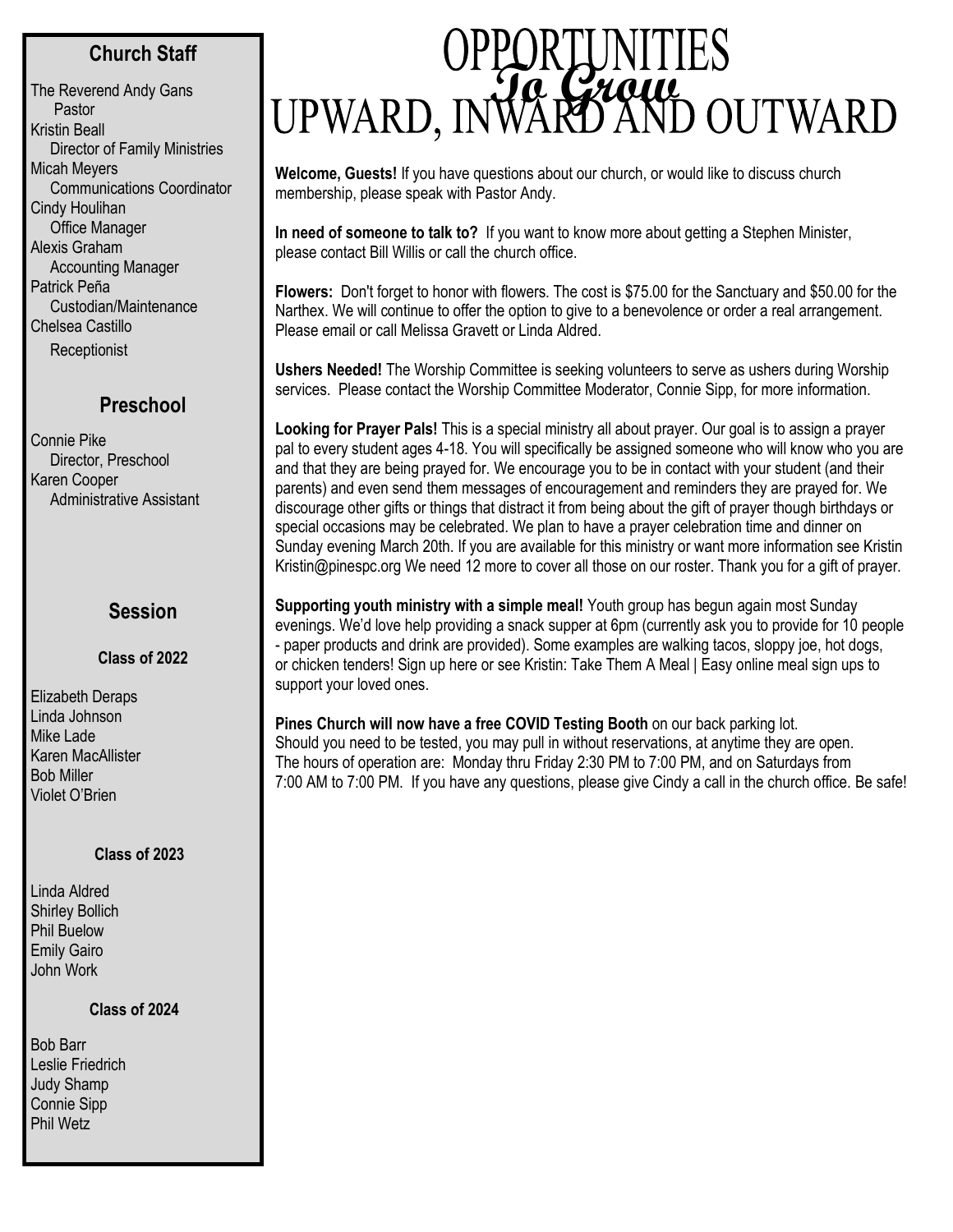## Church Staff

The Reverend Andy Gans
Pastor
Kristin Beall
Director of Family Ministries
Micah Meyers
Communications Coordinator
Cindy Houlihan
Office Manager
Alexis Graham
Accounting Manager
Patrick Peña
Custodian/Maintenance
Chelsea Castillo
Receptionist

## Preschool

Connie Pike
Director, Preschool
Karen Cooper
Administrative Assistant

## Session

### Class of 2022

Elizabeth Deraps
Linda Johnson
Mike Lade
Karen MacAllister
Bob Miller
Violet O'Brien

### Class of 2023

Linda Aldred
Shirley Bollich
Phil Buelow
Emily Gairo
John Work

### Class of 2024

Bob Barr
Leslie Friedrich
Judy Shamp
Connie Sipp
Phil Wetz

# OPPORTUNITIES *To Grow* UPWARD, INWARD AND OUTWARD

**Welcome, Guests!** If you have questions about our church, or would like to discuss church membership, please speak with Pastor Andy.

**In need of someone to talk to?** If you want to know more about getting a Stephen Minister, please contact Bill Willis or call the church office.

**Flowers:** Don't forget to honor with flowers. The cost is $75.00 for the Sanctuary and $50.00 for the Narthex. We will continue to offer the option to give to a benevolence or order a real arrangement. Please email or call Melissa Gravett or Linda Aldred.

**Ushers Needed!** The Worship Committee is seeking volunteers to serve as ushers during Worship services. Please contact the Worship Committee Moderator, Connie Sipp, for more information.

**Looking for Prayer Pals!** This is a special ministry all about prayer. Our goal is to assign a prayer pal to every student ages 4-18. You will specifically be assigned someone who will know who you are and that they are being prayed for. We encourage you to be in contact with your student (and their parents) and even send them messages of encouragement and reminders they are prayed for. We discourage other gifts or things that distract it from being about the gift of prayer though birthdays or special occasions may be celebrated. We plan to have a prayer celebration time and dinner on Sunday evening March 20th. If you are available for this ministry or want more information see Kristin Kristin@pinespc.org We need 12 more to cover all those on our roster. Thank you for a gift of prayer.

**Supporting youth ministry with a simple meal!** Youth group has begun again most Sunday evenings. We'd love help providing a snack supper at 6pm (currently ask you to provide for 10 people - paper products and drink are provided). Some examples are walking tacos, sloppy joe, hot dogs, or chicken tenders! Sign up here or see Kristin: Take Them A Meal | Easy online meal sign ups to support your loved ones.

**Pines Church will now have a free COVID Testing Booth** on our back parking lot. Should you need to be tested, you may pull in without reservations, at anytime they are open. The hours of operation are: Monday thru Friday 2:30 PM to 7:00 PM, and on Saturdays from 7:00 AM to 7:00 PM. If you have any questions, please give Cindy a call in the church office. Be safe!